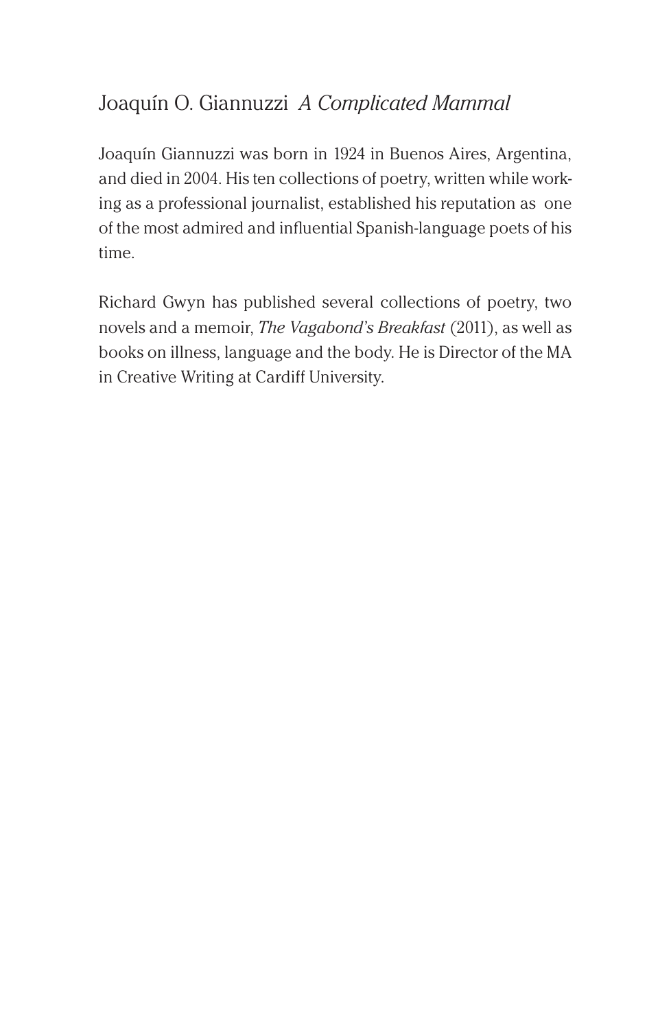# Joaquín O. Giannuzzi *A Complicated Mammal*

Joaquín Giannuzzi was born in 1924 in Buenos Aires, Argentina, and died in 2004. His ten collections of poetry, written while working as a professional journalist, established his reputation as one of the most admired and influential Spanish-language poets of his time.

Richard Gwyn has published several collections of poetry, two novels and a memoir, *The Vagabond's Breakfast* (2011), as well as books on illness, language and the body. He is Director of the MA in Creative Writing at Cardiff University.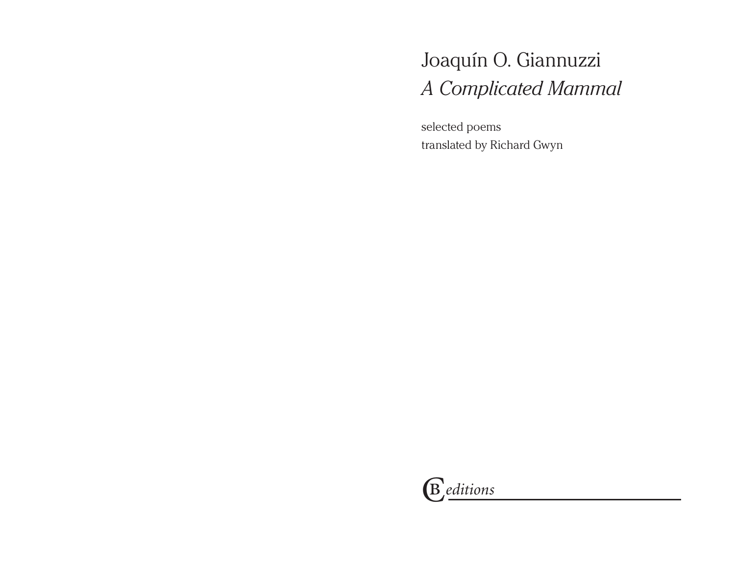# Joaquín O. Giannuzzi

## *A Complicated Mammal*

selected poems

translated by Richard Gwyn

CB *editions*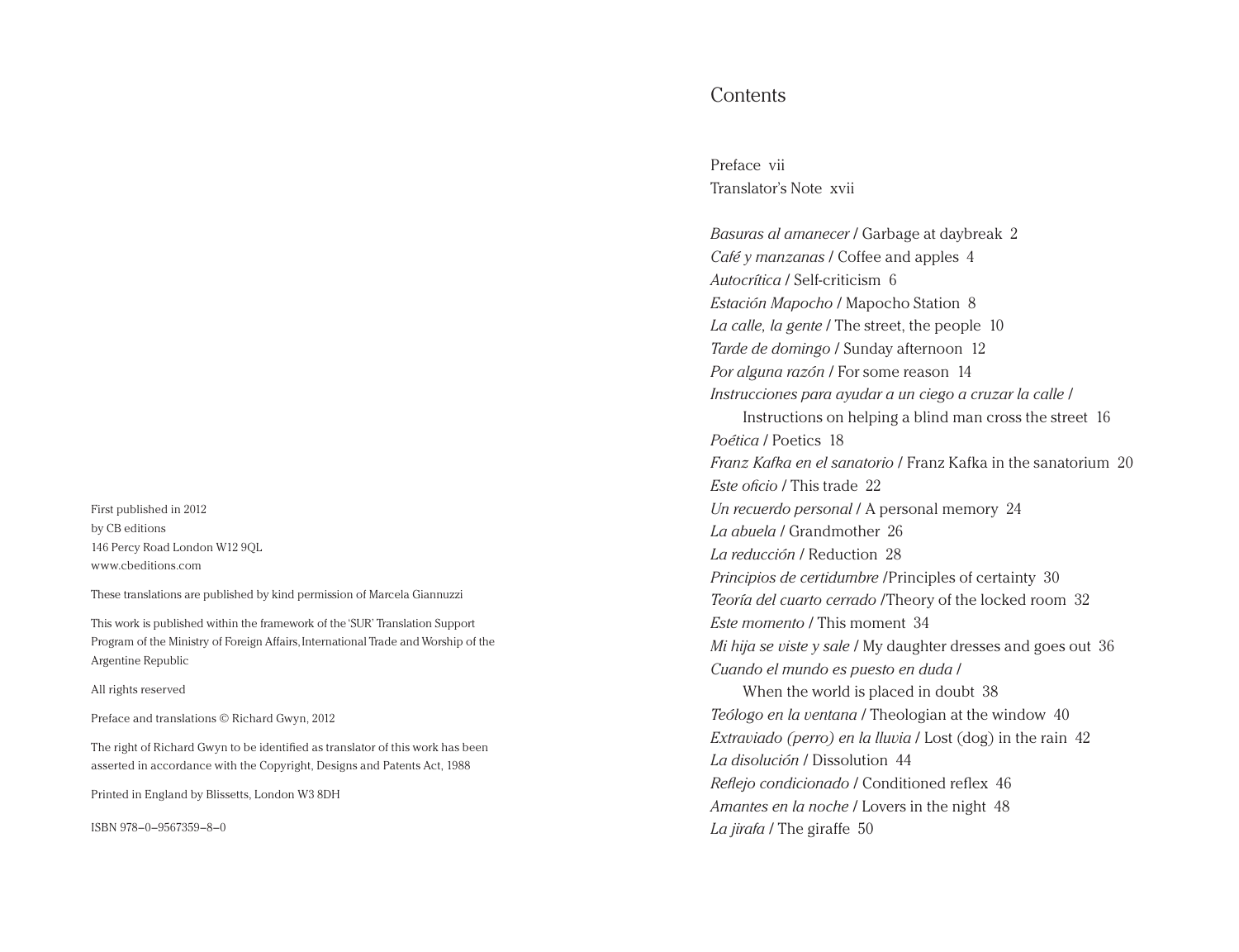First published in 2012
by CB editions
146 Percy Road London W12 9QL
www.cbeditions.com

These translations are published by kind permission of Marcela Giannuzzi

This work is published within the framework of the 'SUR' Translation Support Program of the Ministry of Foreign Affairs, International Trade and Worship of the Argentine Republic

All rights reserved

Preface and translations © Richard Gwyn, 2012

The right of Richard Gwyn to be identified as translator of this work has been asserted in accordance with the Copyright, Designs and Patents Act, 1988

Printed in England by Blissetts, London W3 8DH

ISBN 978–0–9567359–8–0

# Contents

Preface vii
Translator's Note xvii

*Basuras al amanecer* / Garbage at daybreak 2
*Café y manzanas* / Coffee and apples 4
*Autocrítica* / Self-criticism 6
*Estación Mapocho* / Mapocho Station 8
*La calle, la gente* / The street, the people 10
*Tarde de domingo* / Sunday afternoon 12
*Por alguna razón* / For some reason 14
*Instrucciones para ayudar a un ciego a cruzar la calle* /
Instructions on helping a blind man cross the street 16
*Poética* / Poetics 18
*Franz Kafka en el sanatorio* / Franz Kafka in the sanatorium 20
*Este oficio* / This trade 22
*Un recuerdo personal* / A personal memory 24
*La abuela* / Grandmother 26
*La reducción* / Reduction 28
*Principios de certidumbre* /Principles of certainty 30
*Teoría del cuarto cerrado* /Theory of the locked room 32
*Este momento* / This moment 34
*Mi hija se viste y sale* / My daughter dresses and goes out 36
*Cuando el mundo es puesto en duda* /
When the world is placed in doubt 38
*Teólogo en la ventana* / Theologian at the window 40
*Extraviado (perro) en la lluvia* / Lost (dog) in the rain 42
*La disolución* / Dissolution 44
*Reflejo condicionado* / Conditioned reflex 46
*Amantes en la noche* / Lovers in the night 48
*La jirafa* / The giraffe 50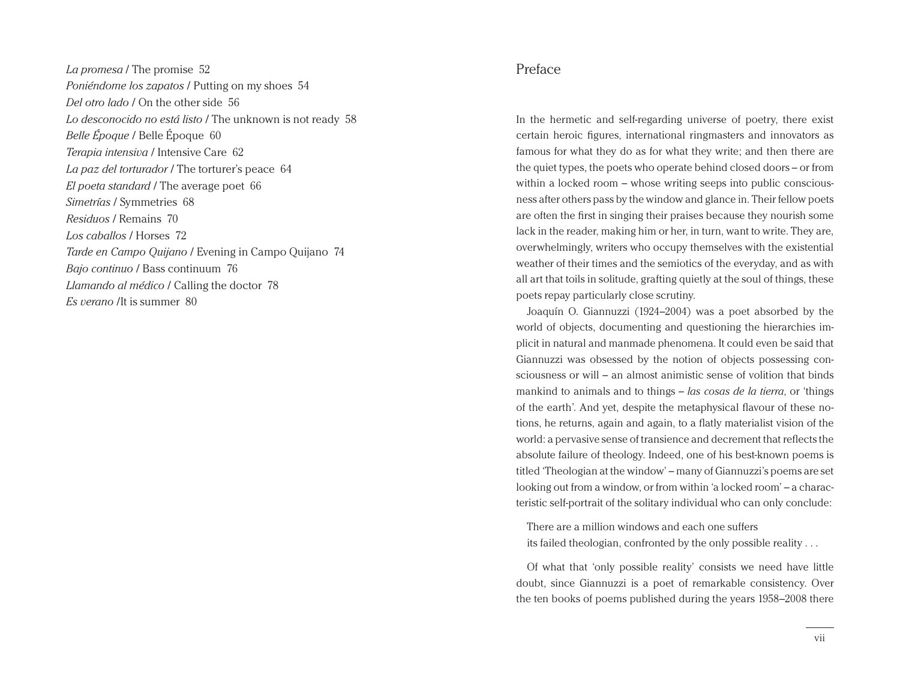*La promesa* / The promise 52
*Poniéndome los zapatos* / Putting on my shoes 54
*Del otro lado* / On the other side 56
*Lo desconocido no está listo* / The unknown is not ready 58
*Belle Époque* / Belle Époque 60
*Terapia intensiva* / Intensive Care 62
*La paz del torturador* / The torturer's peace 64
*El poeta standard* / The average poet 66
*Simetrías* / Symmetries 68
*Residuos* / Remains 70
*Los caballos* / Horses 72
*Tarde en Campo Quijano* / Evening in Campo Quijano 74
*Bajo continuo* / Bass continuum 76
*Llamando al médico* / Calling the doctor 78
*Es verano* /It is summer 80

# Preface

In the hermetic and self-regarding universe of poetry, there exist certain heroic figures, international ringmasters and innovators as famous for what they do as for what they write; and then there are the quiet types, the poets who operate behind closed doors – or from within a locked room – whose writing seeps into public consciousness after others pass by the window and glance in. Their fellow poets are often the first in singing their praises because they nourish some lack in the reader, making him or her, in turn, want to write. They are, overwhelmingly, writers who occupy themselves with the existential weather of their times and the semiotics of the everyday, and as with all art that toils in solitude, grafting quietly at the soul of things, these poets repay particularly close scrutiny.

Joaquín O. Giannuzzi (1924–2004) was a poet absorbed by the world of objects, documenting and questioning the hierarchies implicit in natural and manmade phenomena. It could even be said that Giannuzzi was obsessed by the notion of objects possessing consciousness or will – an almost animistic sense of volition that binds mankind to animals and to things – *las cosas de la tierra*, or 'things of the earth'. And yet, despite the metaphysical flavour of these notions, he returns, again and again, to a flatly materialist vision of the world: a pervasive sense of transience and decrement that reflects the absolute failure of theology. Indeed, one of his best-known poems is titled 'Theologian at the window' – many of Giannuzzi's poems are set looking out from a window, or from within 'a locked room' – a characteristic self-portrait of the solitary individual who can only conclude:

> There are a million windows and each one suffers
> its failed theologian, confronted by the only possible reality . . .

Of what that 'only possible reality' consists we need have little doubt, since Giannuzzi is a poet of remarkable consistency. Over the ten books of poems published during the years 1958–2008 there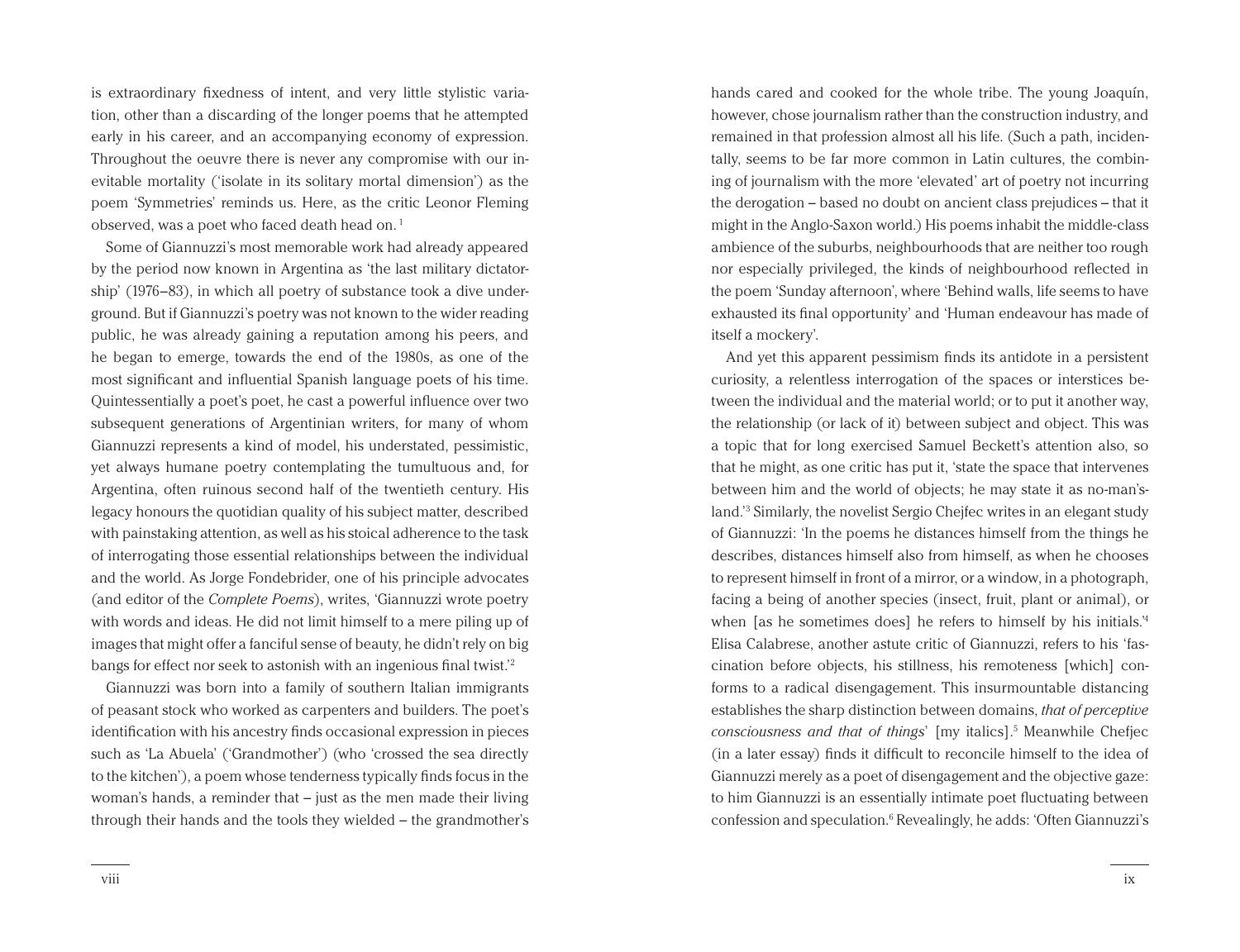is extraordinary fixedness of intent, and very little stylistic variation, other than a discarding of the longer poems that he attempted early in his career, and an accompanying economy of expression. Throughout the oeuvre there is never any compromise with our inevitable mortality ('isolate in its solitary mortal dimension') as the poem 'Symmetries' reminds us. Here, as the critic Leonor Fleming observed, was a poet who faced death head on. [1]

Some of Giannuzzi's most memorable work had already appeared by the period now known in Argentina as 'the last military dictatorship' (1976–83), in which all poetry of substance took a dive underground. But if Giannuzzi's poetry was not known to the wider reading public, he was already gaining a reputation among his peers, and he began to emerge, towards the end of the 1980s, as one of the most significant and influential Spanish language poets of his time. Quintessentially a poet's poet, he cast a powerful influence over two subsequent generations of Argentinian writers, for many of whom Giannuzzi represents a kind of model, his understated, pessimistic, yet always humane poetry contemplating the tumultuous and, for Argentina, often ruinous second half of the twentieth century. His legacy honours the quotidian quality of his subject matter, described with painstaking attention, as well as his stoical adherence to the task of interrogating those essential relationships between the individual and the world. As Jorge Fondebrider, one of his principle advocates (and editor of the *Complete Poems*), writes, 'Giannuzzi wrote poetry with words and ideas. He did not limit himself to a mere piling up of images that might offer a fanciful sense of beauty, he didn't rely on big bangs for effect nor seek to astonish with an ingenious final twist.'[2]

Giannuzzi was born into a family of southern Italian immigrants of peasant stock who worked as carpenters and builders. The poet's identification with his ancestry finds occasional expression in pieces such as 'La Abuela' ('Grandmother') (who 'crossed the sea directly to the kitchen'), a poem whose tenderness typically finds focus in the woman's hands, a reminder that – just as the men made their living through their hands and the tools they wielded – the grandmother's hands cared and cooked for the whole tribe. The young Joaquín, however, chose journalism rather than the construction industry, and remained in that profession almost all his life. (Such a path, incidentally, seems to be far more common in Latin cultures, the combining of journalism with the more 'elevated' art of poetry not incurring the derogation – based no doubt on ancient class prejudices – that it might in the Anglo-Saxon world.) His poems inhabit the middle-class ambience of the suburbs, neighbourhoods that are neither too rough nor especially privileged, the kinds of neighbourhood reflected in the poem 'Sunday afternoon', where 'Behind walls, life seems to have exhausted its final opportunity' and 'Human endeavour has made of itself a mockery'.

And yet this apparent pessimism finds its antidote in a persistent curiosity, a relentless interrogation of the spaces or interstices between the individual and the material world; or to put it another way, the relationship (or lack of it) between subject and object. This was a topic that for long exercised Samuel Beckett's attention also, so that he might, as one critic has put it, 'state the space that intervenes between him and the world of objects; he may state it as no-man's-land.'[3] Similarly, the novelist Sergio Chejfec writes in an elegant study of Giannuzzi: 'In the poems he distances himself from the things he describes, distances himself also from himself, as when he chooses to represent himself in front of a mirror, or a window, in a photograph, facing a being of another species (insect, fruit, plant or animal), or when [as he sometimes does] he refers to himself by his initials.'[4] Elisa Calabrese, another astute critic of Giannuzzi, refers to his 'fascination before objects, his stillness, his remoteness [which] conforms to a radical disengagement. This insurmountable distancing establishes the sharp distinction between domains, *that of perceptive consciousness and that of things*' [my italics].[5] Meanwhile Chefjec (in a later essay) finds it difficult to reconcile himself to the idea of Giannuzzi merely as a poet of disengagement and the objective gaze: to him Giannuzzi is an essentially intimate poet fluctuating between confession and speculation.[6] Revealingly, he adds: 'Often Giannuzzi's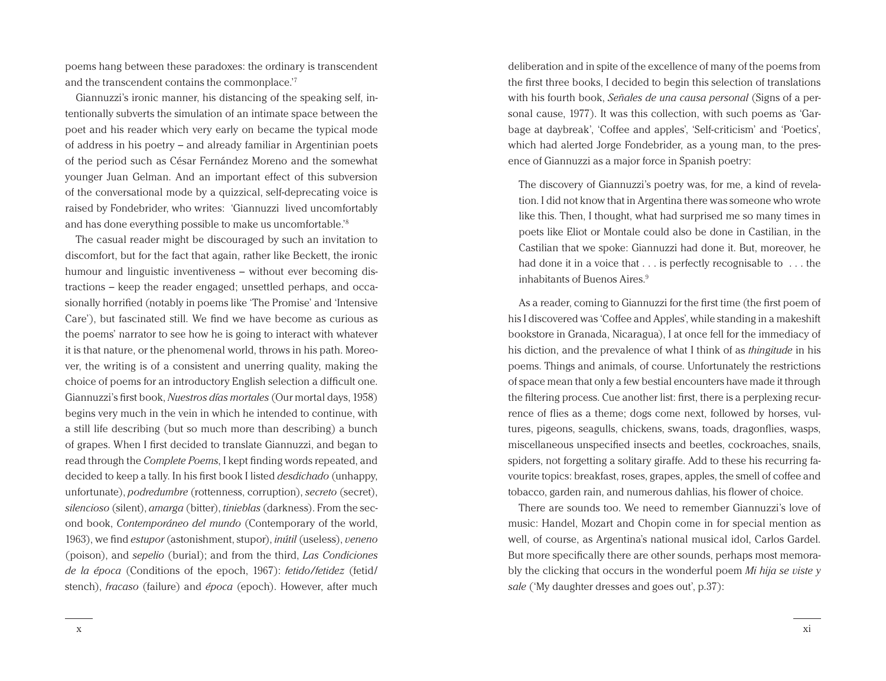poems hang between these paradoxes: the ordinary is transcendent and the transcendent contains the commonplace.'[7]

Giannuzzi's ironic manner, his distancing of the speaking self, intentionally subverts the simulation of an intimate space between the poet and his reader which very early on became the typical mode of address in his poetry – and already familiar in Argentinian poets of the period such as César Fernández Moreno and the somewhat younger Juan Gelman. And an important effect of this subversion of the conversational mode by a quizzical, self-deprecating voice is raised by Fondebrider, who writes: 'Giannuzzi lived uncomfortably and has done everything possible to make us uncomfortable.'[8]

The casual reader might be discouraged by such an invitation to discomfort, but for the fact that again, rather like Beckett, the ironic humour and linguistic inventiveness – without ever becoming distractions – keep the reader engaged; unsettled perhaps, and occasionally horrified (notably in poems like 'The Promise' and 'Intensive Care'), but fascinated still. We find we have become as curious as the poems' narrator to see how he is going to interact with whatever it is that nature, or the phenomenal world, throws in his path. Moreover, the writing is of a consistent and unerring quality, making the choice of poems for an introductory English selection a difficult one. Giannuzzi's first book, *Nuestros días mortales* (Our mortal days, 1958) begins very much in the vein in which he intended to continue, with a still life describing (but so much more than describing) a bunch of grapes. When I first decided to translate Giannuzzi, and began to read through the *Complete Poems*, I kept finding words repeated, and decided to keep a tally. In his first book I listed *desdichado* (unhappy, unfortunate), *podredumbre* (rottenness, corruption), *secreto* (secret), *silencioso* (silent), *amarga* (bitter), *tinieblas* (darkness). From the second book, *Contemporáneo del mundo* (Contemporary of the world, 1963), we find *estupor* (astonishment, stupor), *inútil* (useless), *veneno* (poison), and *sepelio* (burial); and from the third, *Las Condiciones de la época* (Conditions of the epoch, 1967): *fetido/fetidez* (fetid/stench), *fracaso* (failure) and *época* (epoch). However, after much deliberation and in spite of the excellence of many of the poems from the first three books, I decided to begin this selection of translations with his fourth book, *Señales de una causa personal* (Signs of a personal cause, 1977). It was this collection, with such poems as 'Garbage at daybreak', 'Coffee and apples', 'Self-criticism' and 'Poetics', which had alerted Jorge Fondebrider, as a young man, to the presence of Giannuzzi as a major force in Spanish poetry:

> The discovery of Giannuzzi's poetry was, for me, a kind of revelation. I did not know that in Argentina there was someone who wrote like this. Then, I thought, what had surprised me so many times in poets like Eliot or Montale could also be done in Castilian, in the Castilian that we spoke: Giannuzzi had done it. But, moreover, he had done it in a voice that . . . is perfectly recognisable to . . . the inhabitants of Buenos Aires.[9]

As a reader, coming to Giannuzzi for the first time (the first poem of his I discovered was 'Coffee and Apples', while standing in a makeshift bookstore in Granada, Nicaragua), I at once fell for the immediacy of his diction, and the prevalence of what I think of as *thingitude* in his poems. Things and animals, of course. Unfortunately the restrictions of space mean that only a few bestial encounters have made it through the filtering process. Cue another list: first, there is a perplexing recurrence of flies as a theme; dogs come next, followed by horses, vultures, pigeons, seagulls, chickens, swans, toads, dragonflies, wasps, miscellaneous unspecified insects and beetles, cockroaches, snails, spiders, not forgetting a solitary giraffe. Add to these his recurring favourite topics: breakfast, roses, grapes, apples, the smell of coffee and tobacco, garden rain, and numerous dahlias, his flower of choice.

There are sounds too. We need to remember Giannuzzi's love of music: Handel, Mozart and Chopin come in for special mention as well, of course, as Argentina's national musical idol, Carlos Gardel. But more specifically there are other sounds, perhaps most memorably the clicking that occurs in the wonderful poem *Mi hija se viste y sale* ('My daughter dresses and goes out', p.37):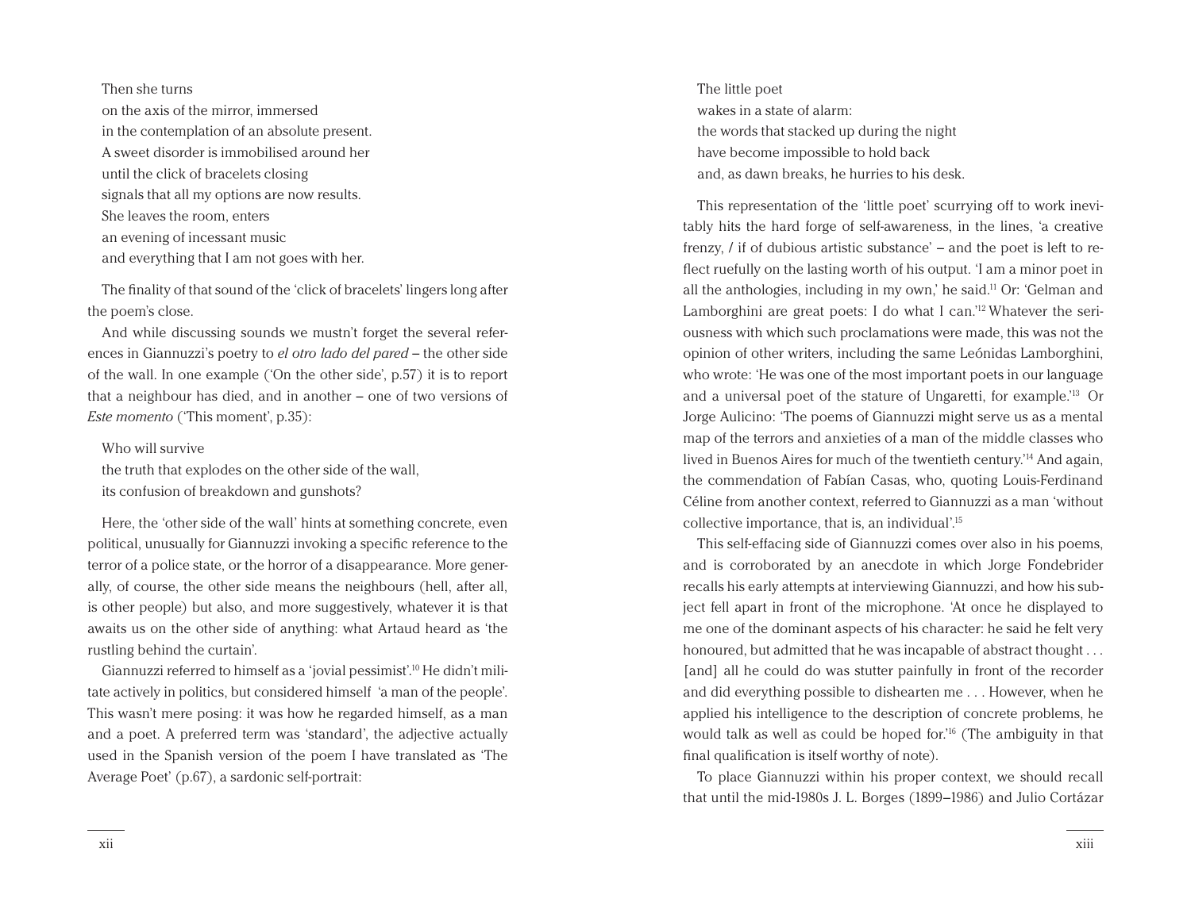Then she turns
on the axis of the mirror, immersed
in the contemplation of an absolute present.
A sweet disorder is immobilised around her
until the click of bracelets closing
signals that all my options are now results.
She leaves the room, enters
an evening of incessant music
and everything that I am not goes with her.

The finality of that sound of the 'click of bracelets' lingers long after the poem's close.

And while discussing sounds we mustn't forget the several references in Giannuzzi's poetry to *el otro lado del pared* – the other side of the wall. In one example ('On the other side', p.57) it is to report that a neighbour has died, and in another – one of two versions of *Este momento* ('This moment', p.35):

Who will survive
the truth that explodes on the other side of the wall,
its confusion of breakdown and gunshots?

Here, the 'other side of the wall' hints at something concrete, even political, unusually for Giannuzzi invoking a specific reference to the terror of a police state, or the horror of a disappearance. More generally, of course, the other side means the neighbours (hell, after all, is other people) but also, and more suggestively, whatever it is that awaits us on the other side of anything: what Artaud heard as 'the rustling behind the curtain'.

Giannuzzi referred to himself as a 'jovial pessimist'.[10] He didn't militate actively in politics, but considered himself 'a man of the people'. This wasn't mere posing: it was how he regarded himself, as a man and a poet. A preferred term was 'standard', the adjective actually used in the Spanish version of the poem I have translated as 'The Average Poet' (p.67), a sardonic self-portrait:

The little poet
wakes in a state of alarm:
the words that stacked up during the night
have become impossible to hold back
and, as dawn breaks, he hurries to his desk.

This representation of the 'little poet' scurrying off to work inevitably hits the hard forge of self-awareness, in the lines, 'a creative frenzy, / if of dubious artistic substance' – and the poet is left to reflect ruefully on the lasting worth of his output. 'I am a minor poet in all the anthologies, including in my own,' he said.[11] Or: 'Gelman and Lamborghini are great poets: I do what I can.'[12] Whatever the seriousness with which such proclamations were made, this was not the opinion of other writers, including the same Leónidas Lamborghini, who wrote: 'He was one of the most important poets in our language and a universal poet of the stature of Ungaretti, for example.'[13] Or Jorge Aulicino: 'The poems of Giannuzzi might serve us as a mental map of the terrors and anxieties of a man of the middle classes who lived in Buenos Aires for much of the twentieth century.'[14] And again, the commendation of Fabían Casas, who, quoting Louis-Ferdinand Céline from another context, referred to Giannuzzi as a man 'without collective importance, that is, an individual'.[15]

This self-effacing side of Giannuzzi comes over also in his poems, and is corroborated by an anecdote in which Jorge Fondebrider recalls his early attempts at interviewing Giannuzzi, and how his subject fell apart in front of the microphone. 'At once he displayed to me one of the dominant aspects of his character: he said he felt very honoured, but admitted that he was incapable of abstract thought . . . [and] all he could do was stutter painfully in front of the recorder and did everything possible to dishearten me . . . However, when he applied his intelligence to the description of concrete problems, he would talk as well as could be hoped for.'[16] (The ambiguity in that final qualification is itself worthy of note).

To place Giannuzzi within his proper context, we should recall that until the mid-1980s J. L. Borges (1899–1986) and Julio Cortázar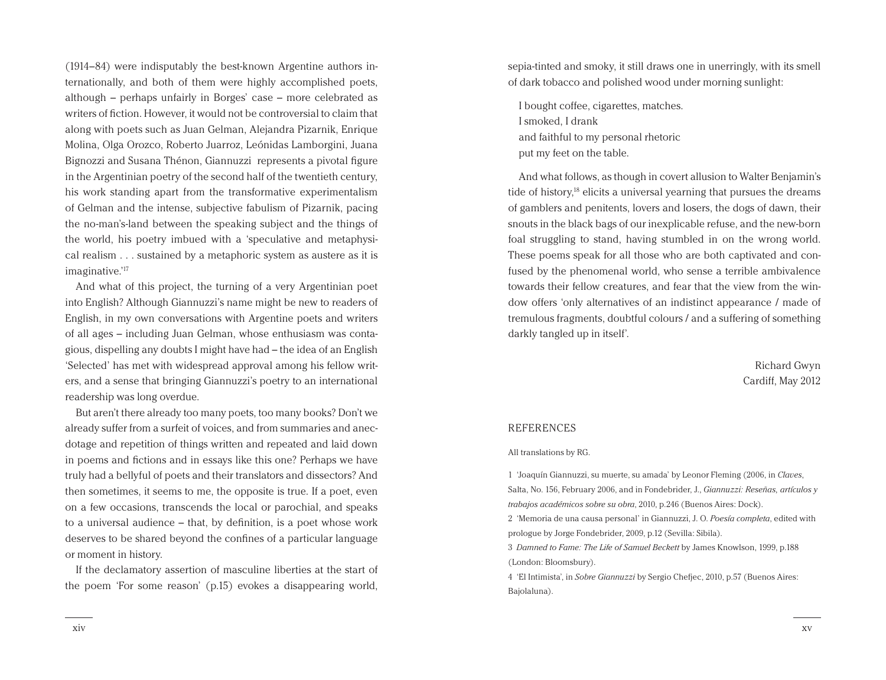(1914–84) were indisputably the best-known Argentine authors internationally, and both of them were highly accomplished poets, although – perhaps unfairly in Borges' case – more celebrated as writers of fiction. However, it would not be controversial to claim that along with poets such as Juan Gelman, Alejandra Pizarnik, Enrique Molina, Olga Orozco, Roberto Juarroz, Leónidas Lamborgini, Juana Bignozzi and Susana Thénon, Giannuzzi represents a pivotal figure in the Argentinian poetry of the second half of the twentieth century, his work standing apart from the transformative experimentalism of Gelman and the intense, subjective fabulism of Pizarnik, pacing the no-man's-land between the speaking subject and the things of the world, his poetry imbued with a 'speculative and metaphysical realism . . . sustained by a metaphoric system as austere as it is imaginative.'[17]

And what of this project, the turning of a very Argentinian poet into English? Although Giannuzzi's name might be new to readers of English, in my own conversations with Argentine poets and writers of all ages – including Juan Gelman, whose enthusiasm was contagious, dispelling any doubts I might have had – the idea of an English 'Selected' has met with widespread approval among his fellow writers, and a sense that bringing Giannuzzi's poetry to an international readership was long overdue.

But aren't there already too many poets, too many books? Don't we already suffer from a surfeit of voices, and from summaries and anecdotage and repetition of things written and repeated and laid down in poems and fictions and in essays like this one? Perhaps we have truly had a bellyful of poets and their translators and dissectors? And then sometimes, it seems to me, the opposite is true. If a poet, even on a few occasions, transcends the local or parochial, and speaks to a universal audience – that, by definition, is a poet whose work deserves to be shared beyond the confines of a particular language or moment in history.

If the declamatory assertion of masculine liberties at the start of the poem 'For some reason' (p.15) evokes a disappearing world, sepia-tinted and smoky, it still draws one in unerringly, with its smell of dark tobacco and polished wood under morning sunlight:

> I bought coffee, cigarettes, matches.
> I smoked, I drank
> and faithful to my personal rhetoric
> put my feet on the table.

And what follows, as though in covert allusion to Walter Benjamin's tide of history,[18] elicits a universal yearning that pursues the dreams of gamblers and penitents, lovers and losers, the dogs of dawn, their snouts in the black bags of our inexplicable refuse, and the new-born foal struggling to stand, having stumbled in on the wrong world. These poems speak for all those who are both captivated and confused by the phenomenal world, who sense a terrible ambivalence towards their fellow creatures, and fear that the view from the window offers 'only alternatives of an indistinct appearance / made of tremulous fragments, doubtful colours / and a suffering of something darkly tangled up in itself'.

Richard Gwyn
Cardiff, May 2012

## REFERENCES

All translations by RG.

1 'Joaquín Giannuzzi, su muerte, su amada' by Leonor Fleming (2006, in *Claves*, Salta, No. 156, February 2006, and in Fondebrider, J., *Giannuzzi: Reseñas, artículos y trabajos académicos sobre su obra*, 2010, p.246 (Buenos Aires: Dock).

2 'Memoria de una causa personal' in Giannuzzi, J. O. *Poesía completa*, edited with prologue by Jorge Fondebrider, 2009, p.12 (Sevilla: Sibila).

3 *Damned to Fame: The Life of Samuel Beckett* by James Knowlson, 1999, p.188 (London: Bloomsbury).

4 'El Intimista', in *Sobre Giannuzzi* by Sergio Chefjec, 2010, p.57 (Buenos Aires: Bajolaluna).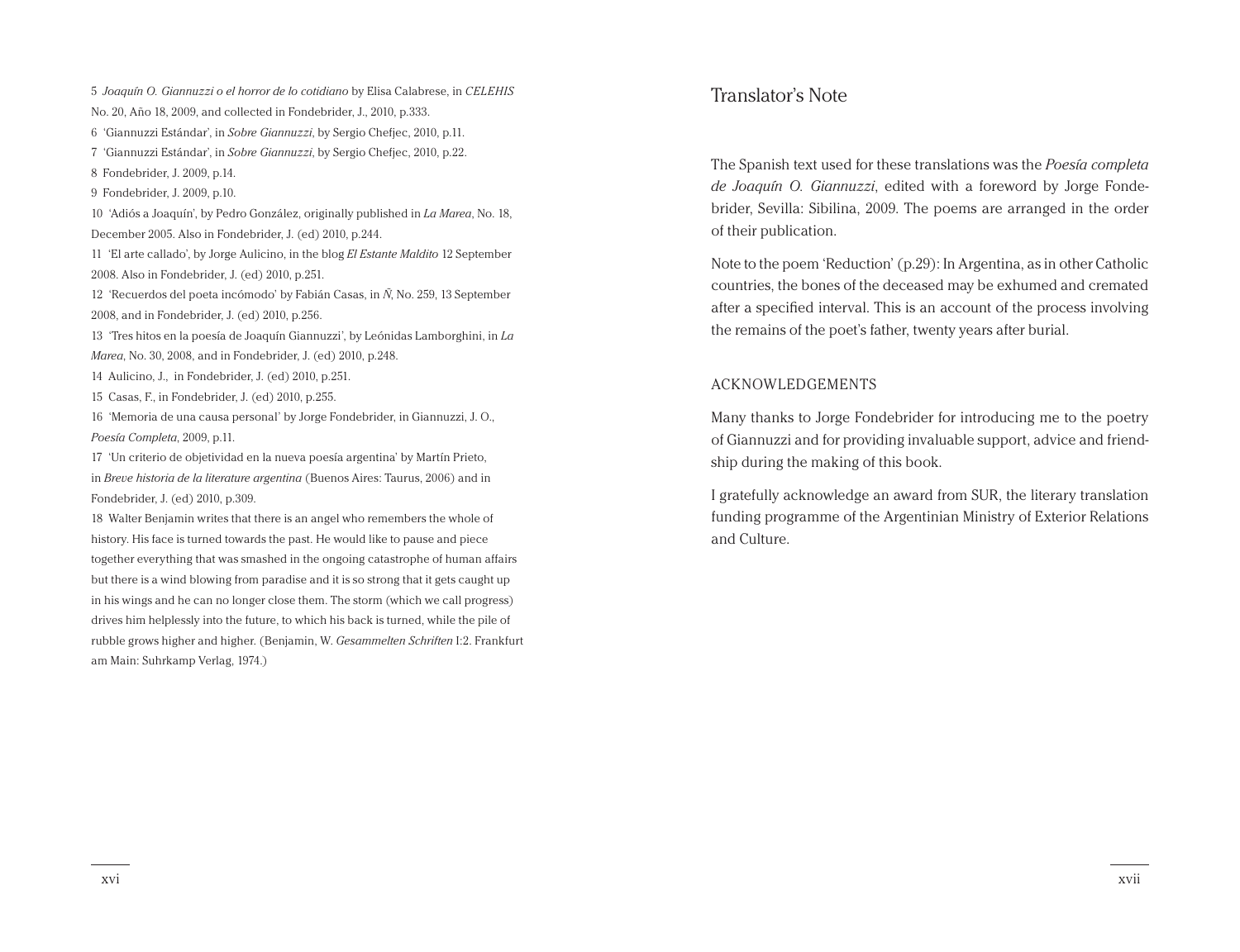5 *Joaquín O. Giannuzzi o el horror de lo cotidiano* by Elisa Calabrese, in *CELEHIS* No. 20, Año 18, 2009, and collected in Fondebrider, J., 2010, p.333.

6 'Giannuzzi Estándar', in *Sobre Giannuzzi*, by Sergio Chefjec, 2010, p.11.

7 'Giannuzzi Estándar', in *Sobre Giannuzzi*, by Sergio Chefjec, 2010, p.22.

8 Fondebrider, J. 2009, p.14.

9 Fondebrider, J. 2009, p.10.

10 'Adiós a Joaquín', by Pedro González, originally published in *La Marea*, No. 18, December 2005. Also in Fondebrider, J. (ed) 2010, p.244.

11 'El arte callado', by Jorge Aulicino, in the blog *El Estante Maldito* 12 September 2008. Also in Fondebrider, J. (ed) 2010, p.251.

12 'Recuerdos del poeta incómodo' by Fabián Casas, in *Ñ*, No. 259, 13 September 2008, and in Fondebrider, J. (ed) 2010, p.256.

13 'Tres hitos en la poesía de Joaquín Giannuzzi', by Leónidas Lamborghini, in *La Marea*, No. 30, 2008, and in Fondebrider, J. (ed) 2010, p.248.

14 Aulicino, J., in Fondebrider, J. (ed) 2010, p.251.

15 Casas, F., in Fondebrider, J. (ed) 2010, p.255.

16 'Memoria de una causa personal' by Jorge Fondebrider, in Giannuzzi, J. O., *Poesía Completa*, 2009, p.11.

17 'Un criterio de objetividad en la nueva poesía argentina' by Martín Prieto, in *Breve historia de la literature argentina* (Buenos Aires: Taurus, 2006) and in Fondebrider, J. (ed) 2010, p.309.

18 Walter Benjamin writes that there is an angel who remembers the whole of history. His face is turned towards the past. He would like to pause and piece together everything that was smashed in the ongoing catastrophe of human affairs but there is a wind blowing from paradise and it is so strong that it gets caught up in his wings and he can no longer close them. The storm (which we call progress) drives him helplessly into the future, to which his back is turned, while the pile of rubble grows higher and higher. (Benjamin, W. *Gesammelten Schriften* I:2. Frankfurt am Main: Suhrkamp Verlag, 1974.)

# Translator's Note

The Spanish text used for these translations was the *Poesía completa de Joaquín O. Giannuzzi*, edited with a foreword by Jorge Fondebrider, Sevilla: Sibilina, 2009. The poems are arranged in the order of their publication.

Note to the poem 'Reduction' (p.29): In Argentina, as in other Catholic countries, the bones of the deceased may be exhumed and cremated after a specified interval. This is an account of the process involving the remains of the poet's father, twenty years after burial.

## ACKNOWLEDGEMENTS

Many thanks to Jorge Fondebrider for introducing me to the poetry of Giannuzzi and for providing invaluable support, advice and friendship during the making of this book.

I gratefully acknowledge an award from SUR, the literary translation funding programme of the Argentinian Ministry of Exterior Relations and Culture.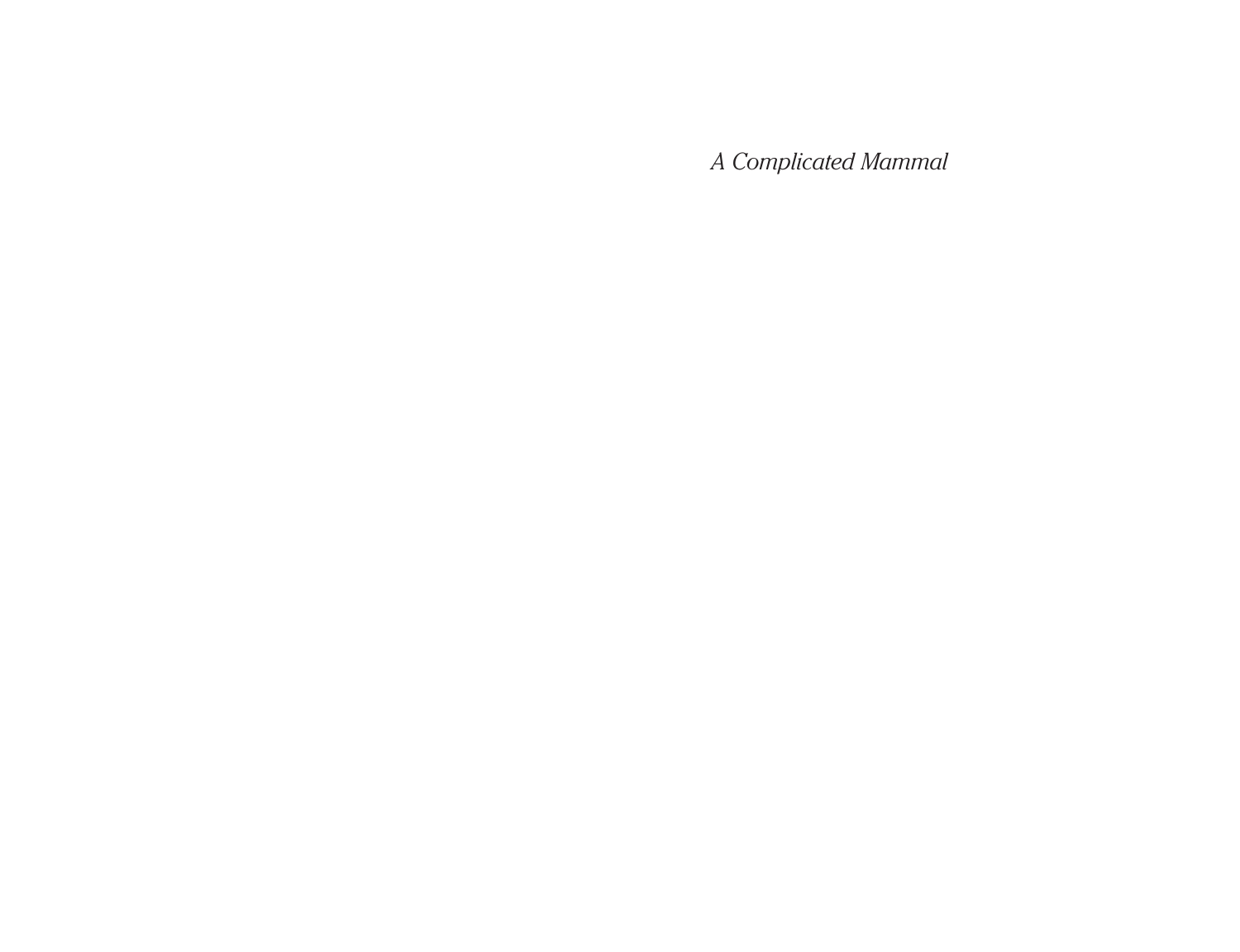*A Complicated Mammal*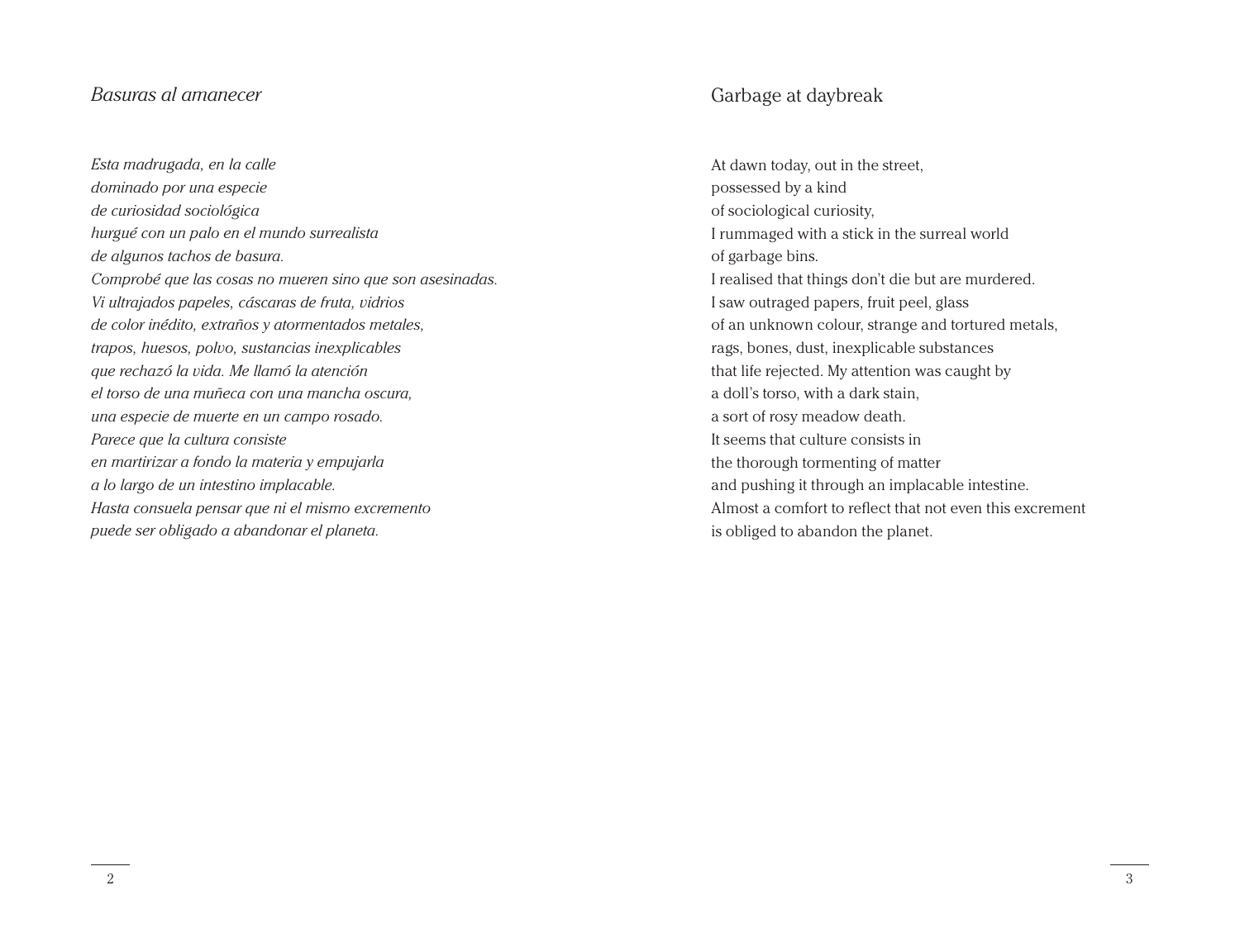## *Basuras al amanecer*

*Esta madrugada, en la calle*
*dominado por una especie*
*de curiosidad sociológica*
*hurgué con un palo en el mundo surrealista*
*de algunos tachos de basura.*
*Comprobé que las cosas no mueren sino que son asesinadas.*
*Vi ultrajados papeles, cáscaras de fruta, vidrios*
*de color inédito, extraños y atormentados metales,*
*trapos, huesos, polvo, sustancias inexplicables*
*que rechazó la vida. Me llamó la atención*
*el torso de una muñeca con una mancha oscura,*
*una especie de muerte en un campo rosado.*
*Parece que la cultura consiste*
*en martirizar a fondo la materia y empujarla*
*a lo largo de un intestino implacable.*
*Hasta consuela pensar que ni el mismo excremento*
*puede ser obligado a abandonar el planeta.*

## Garbage at daybreak

At dawn today, out in the street,
possessed by a kind
of sociological curiosity,
I rummaged with a stick in the surreal world
of garbage bins.
I realised that things don't die but are murdered.
I saw outraged papers, fruit peel, glass
of an unknown colour, strange and tortured metals,
rags, bones, dust, inexplicable substances
that life rejected. My attention was caught by
a doll's torso, with a dark stain,
a sort of rosy meadow death.
It seems that culture consists in
the thorough tormenting of matter
and pushing it through an implacable intestine.
Almost a comfort to reflect that not even this excrement
is obliged to abandon the planet.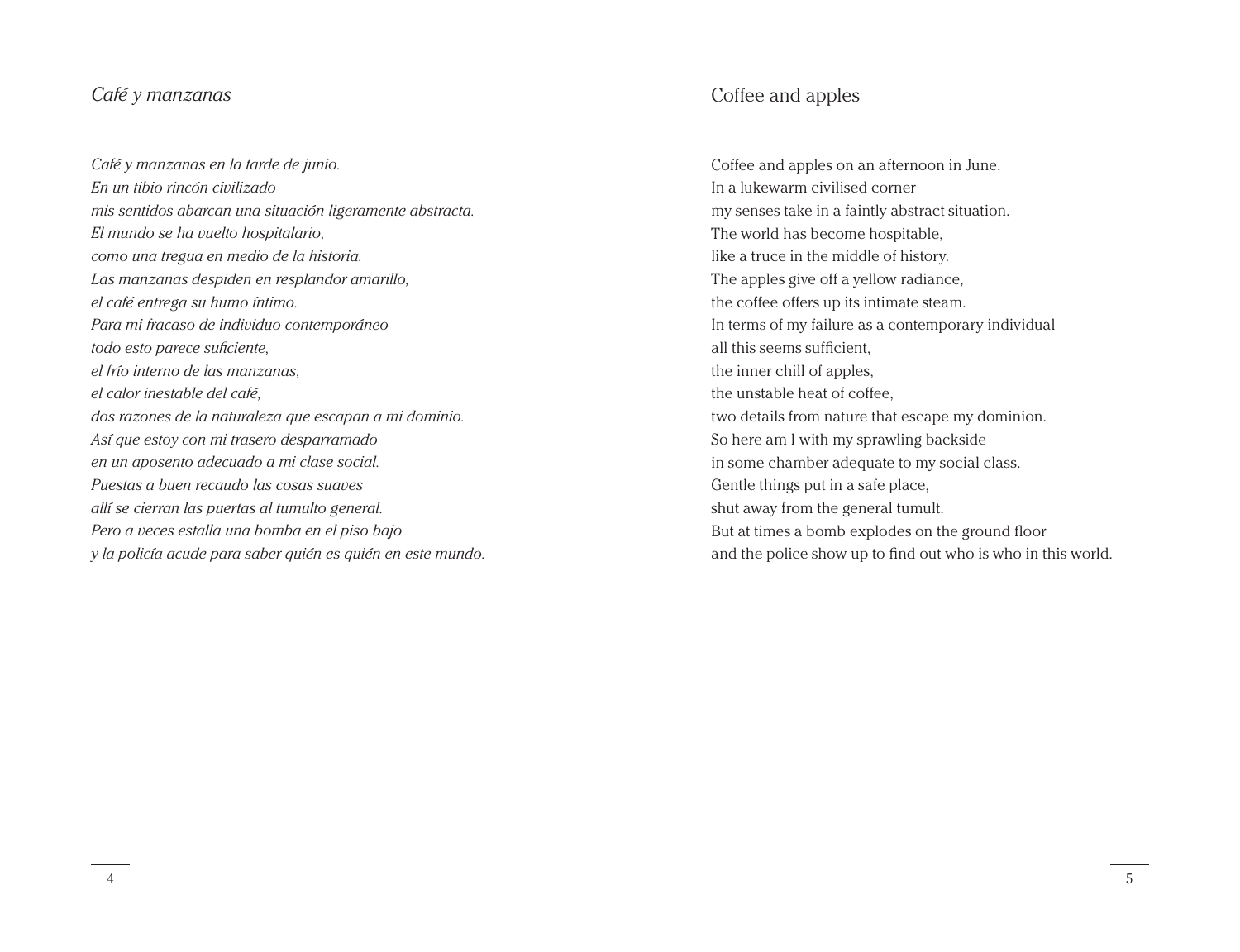## *Café y manzanas*

*Café y manzanas en la tarde de junio.*
*En un tibio rincón civilizado*
*mis sentidos abarcan una situación ligeramente abstracta.*
*El mundo se ha vuelto hospitalario,*
*como una tregua en medio de la historia.*
*Las manzanas despiden en resplandor amarillo,*
*el café entrega su humo íntimo.*
*Para mi fracaso de individuo contemporáneo*
*todo esto parece suficiente,*
*el frío interno de las manzanas,*
*el calor inestable del café,*
*dos razones de la naturaleza que escapan a mi dominio.*
*Así que estoy con mi trasero desparramado*
*en un aposento adecuado a mi clase social.*
*Puestas a buen recaudo las cosas suaves*
*allí se cierran las puertas al tumulto general.*
*Pero a veces estalla una bomba en el piso bajo*
*y la policía acude para saber quién es quién en este mundo.*

## Coffee and apples

Coffee and apples on an afternoon in June.
In a lukewarm civilised corner
my senses take in a faintly abstract situation.
The world has become hospitable,
like a truce in the middle of history.
The apples give off a yellow radiance,
the coffee offers up its intimate steam.
In terms of my failure as a contemporary individual
all this seems sufficient,
the inner chill of apples,
the unstable heat of coffee,
two details from nature that escape my dominion.
So here am I with my sprawling backside
in some chamber adequate to my social class.
Gentle things put in a safe place,
shut away from the general tumult.
But at times a bomb explodes on the ground floor
and the police show up to find out who is who in this world.